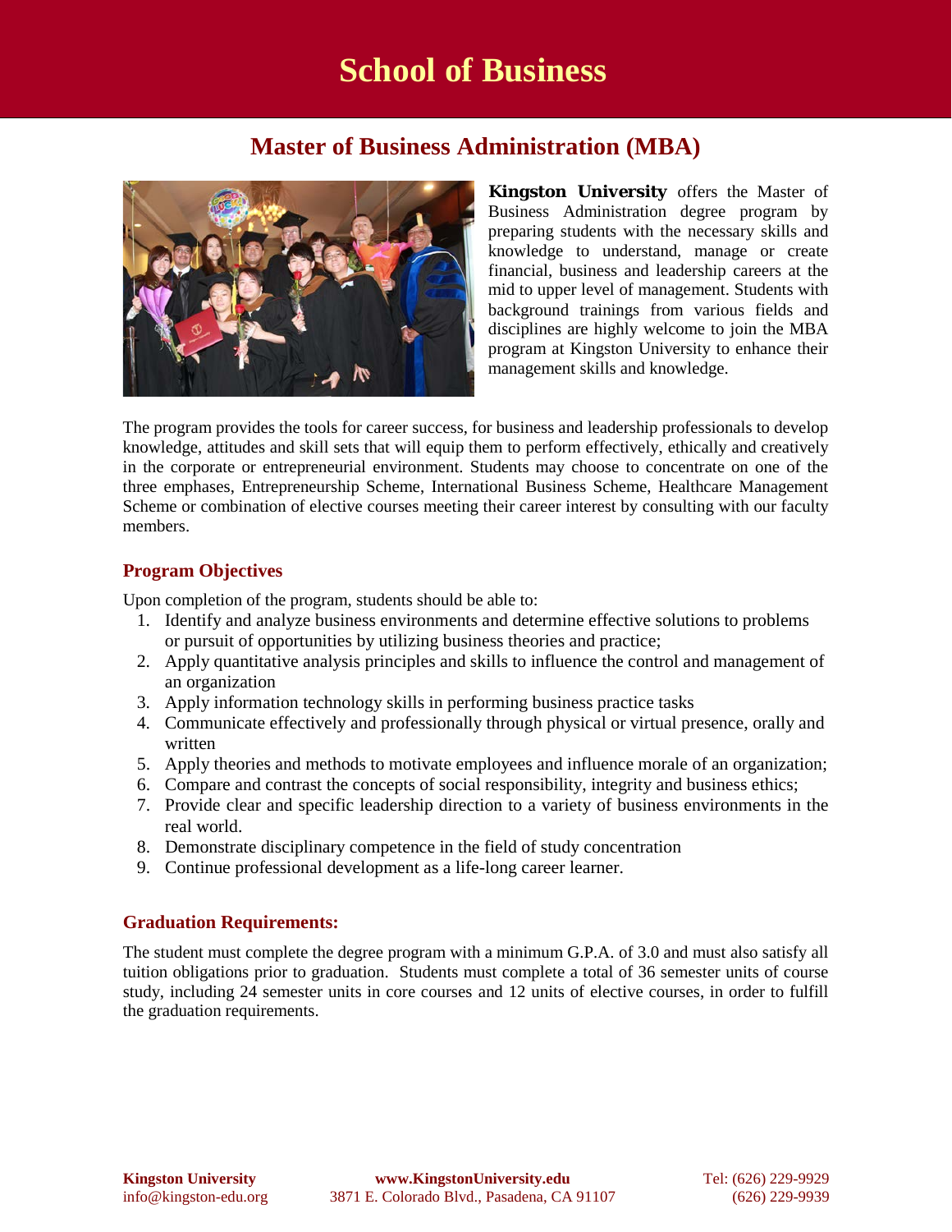# School of Business

## Master of Business Administration (MBA)

**Kingston University** offers the Master of Business Administration degree program by preparing students with the necessary skills and knowledge to understand, manage or create financial, business and leadership careers at the mid to upper level of management. Students with background trainings from various fields and disciplines are highly welcome to join the MBA program at Kingston University to enhance their management skills and knowledge.

The program provides the tools for career success, for business and leadership professionals to develop knowledge, attitudes and skill sets that will equip them to perform effectively, ethically and creatively in the corporate or entrepreneurial environment. Students may choose to concentrate on one of the three emphases, Entrepreneurship Scheme, International Business Scheme, Healthcare Management Scheme or combination of elective courses meeting their career interest by consulting with our faculty members.

### Program Objectives

Upon completion of the program, students should be able to:

1. Identify and analyze business environments and determine effective solutions to problems or pursuit of opportunities by utilizing business theories and practice;
2. Apply quantitative analysis principles and skills to influence the control and management of an organization
3. Apply information technology skills in performing business practice tasks
4. Communicate effectively and professionally through physical or virtual presence, orally and written
5. Apply theories and methods to motivate employees and influence morale of an organization;
6. Compare and contrast the concepts of social responsibility, integrity and business ethics;
7. Provide clear and specific leadership direction to a variety of business environments in the real world.
8. Demonstrate disciplinary competence in the field of study concentration
9. Continue professional development as a life-long career learner.

### Graduation Requirements:

The student must complete the degree program with a minimum G.P.A. of 3.0 and must also satisfy all tuition obligations prior to graduation. Students must complete a total of 36 semester units of course study, including 24 semester units in core courses and 12 units of elective courses, in order to fulfill the graduation requirements.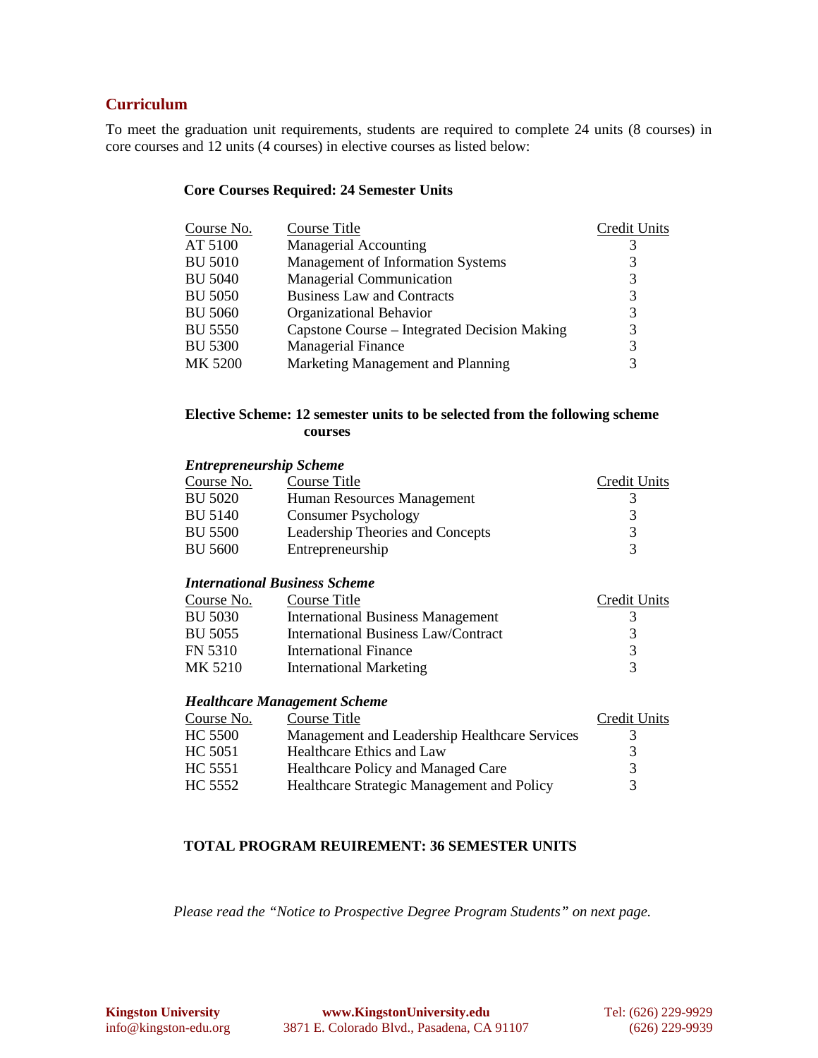## Curriculum

To meet the graduation unit requirements, students are required to complete 24 units (8 courses) in core courses and 12 units (4 courses) in elective courses as listed below:

### Core Courses Required: 24 Semester Units

| Course No. | Course Title | Credit Units |
|---|---|---|
| AT 5100 | Managerial Accounting | 3 |
| BU 5010 | Management of Information Systems | 3 |
| BU 5040 | Managerial Communication | 3 |
| BU 5050 | Business Law and Contracts | 3 |
| BU 5060 | Organizational Behavior | 3 |
| BU 5550 | Capstone Course – Integrated Decision Making | 3 |
| BU 5300 | Managerial Finance | 3 |
| MK 5200 | Marketing Management and Planning | 3 |

### Elective Scheme: 12 semester units to be selected from the following scheme courses

***Entrepreneurship Scheme***

| Course No. | Course Title | Credit Units |
|---|---|---|
| BU 5020 | Human Resources Management | 3 |
| BU 5140 | Consumer Psychology | 3 |
| BU 5500 | Leadership Theories and Concepts | 3 |
| BU 5600 | Entrepreneurship | 3 |

***International Business Scheme***

| Course No. | Course Title | Credit Units |
|---|---|---|
| BU 5030 | International Business Management | 3 |
| BU 5055 | International Business Law/Contract | 3 |
| FN 5310 | International Finance | 3 |
| MK 5210 | International Marketing | 3 |

***Healthcare Management Scheme***

| Course No. | Course Title | Credit Units |
|---|---|---|
| HC 5500 | Management and Leadership Healthcare Services | 3 |
| HC 5051 | Healthcare Ethics and Law | 3 |
| HC 5551 | Healthcare Policy and Managed Care | 3 |
| HC 5552 | Healthcare Strategic Management and Policy | 3 |

**TOTAL PROGRAM REUIREMENT: 36 SEMESTER UNITS**

*Please read the "Notice to Prospective Degree Program Students" on next page.*

**Kingston University** | **www.KingstonUniversity.edu** | Tel: (626) 229-9929
info@kingston-edu.org | 3871 E. Colorado Blvd., Pasadena, CA 91107 | (626) 229-9939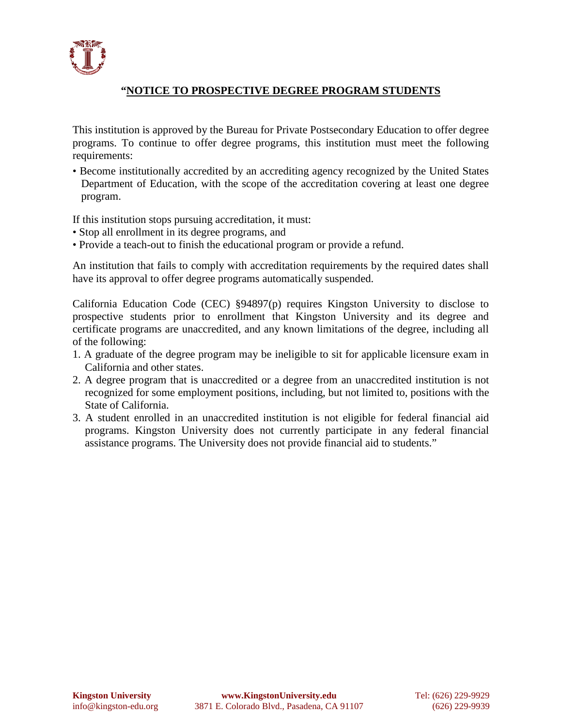**"NOTICE TO PROSPECTIVE DEGREE PROGRAM STUDENTS**

This institution is approved by the Bureau for Private Postsecondary Education to offer degree programs. To continue to offer degree programs, this institution must meet the following requirements:

- Become institutionally accredited by an accrediting agency recognized by the United States Department of Education, with the scope of the accreditation covering at least one degree program.

If this institution stops pursuing accreditation, it must:

- Stop all enrollment in its degree programs, and
- Provide a teach-out to finish the educational program or provide a refund.

An institution that fails to comply with accreditation requirements by the required dates shall have its approval to offer degree programs automatically suspended.

California Education Code (CEC) §94897(p) requires Kingston University to disclose to prospective students prior to enrollment that Kingston University and its degree and certificate programs are unaccredited, and any known limitations of the degree, including all of the following:

1. A graduate of the degree program may be ineligible to sit for applicable licensure exam in California and other states.
2. A degree program that is unaccredited or a degree from an unaccredited institution is not recognized for some employment positions, including, but not limited to, positions with the State of California.
3. A student enrolled in an unaccredited institution is not eligible for federal financial aid programs. Kingston University does not currently participate in any federal financial assistance programs. The University does not provide financial aid to students."

**Kingston University** | **www.KingstonUniversity.edu** | Tel: (626) 229-9929
info@kingston-edu.org | 3871 E. Colorado Blvd., Pasadena, CA 91107 | (626) 229-9939